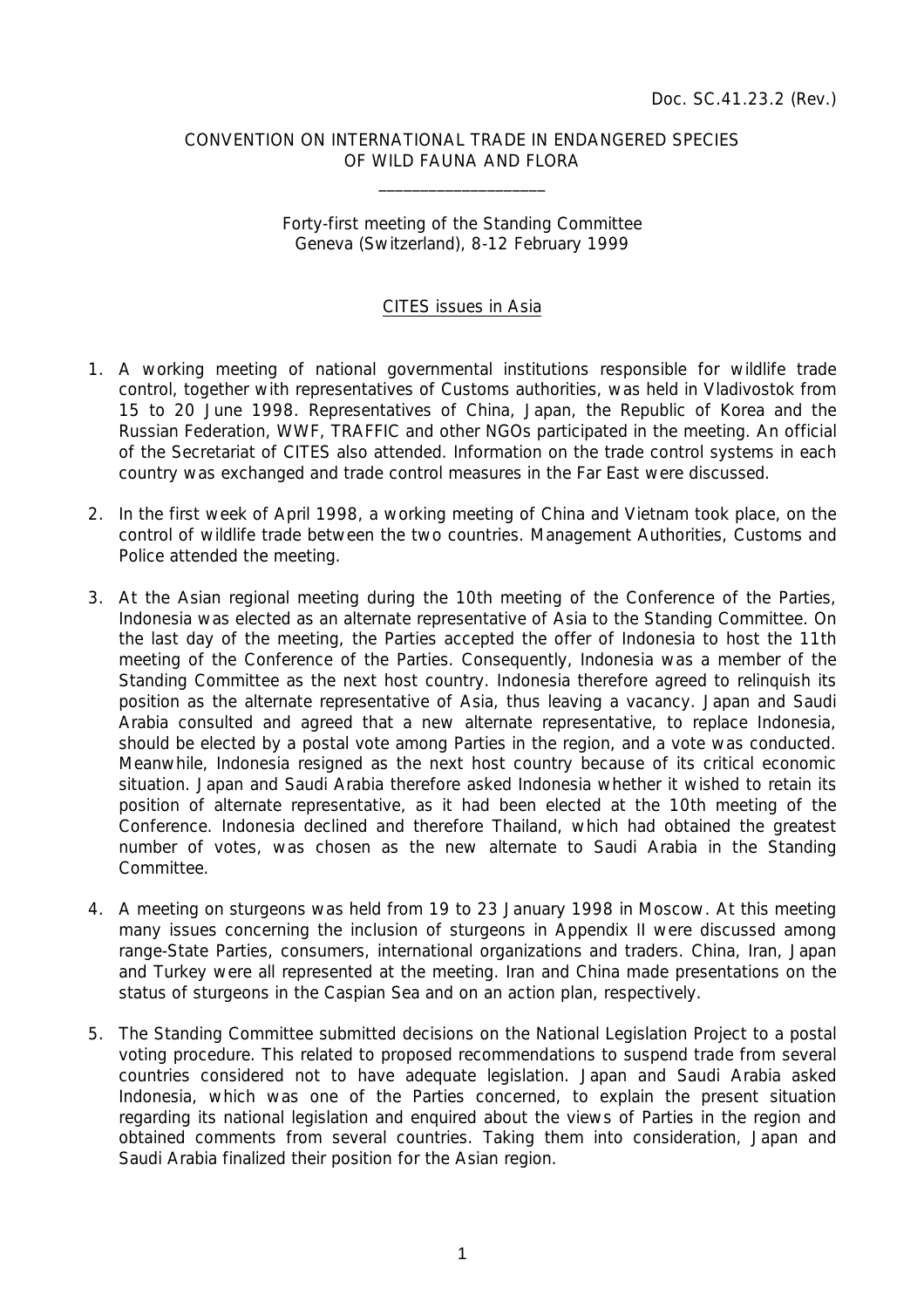Doc. SC.41.23.2 (Rev.)

CONVENTION ON INTERNATIONAL TRADE IN ENDANGERED SPECIES OF WILD FAUNA AND FLORA

\_\_\_\_\_\_\_\_\_\_\_\_\_\_\_\_\_\_\_\_

Forty-first meeting of the Standing Committee
Geneva (Switzerland), 8-12 February 1999

## CITES issues in Asia

1. A working meeting of national governmental institutions responsible for wildlife trade control, together with representatives of Customs authorities, was held in Vladivostok from 15 to 20 June 1998. Representatives of China, Japan, the Republic of Korea and the Russian Federation, WWF, TRAFFIC and other NGOs participated in the meeting. An official of the Secretariat of CITES also attended. Information on the trade control systems in each country was exchanged and trade control measures in the Far East were discussed.

2. In the first week of April 1998, a working meeting of China and Vietnam took place, on the control of wildlife trade between the two countries. Management Authorities, Customs and Police attended the meeting.

3. At the Asian regional meeting during the 10th meeting of the Conference of the Parties, Indonesia was elected as an alternate representative of Asia to the Standing Committee. On the last day of the meeting, the Parties accepted the offer of Indonesia to host the 11th meeting of the Conference of the Parties. Consequently, Indonesia was a member of the Standing Committee as the next host country. Indonesia therefore agreed to relinquish its position as the alternate representative of Asia, thus leaving a vacancy. Japan and Saudi Arabia consulted and agreed that a new alternate representative, to replace Indonesia, should be elected by a postal vote among Parties in the region, and a vote was conducted. Meanwhile, Indonesia resigned as the next host country because of its critical economic situation. Japan and Saudi Arabia therefore asked Indonesia whether it wished to retain its position of alternate representative, as it had been elected at the 10th meeting of the Conference. Indonesia declined and therefore Thailand, which had obtained the greatest number of votes, was chosen as the new alternate to Saudi Arabia in the Standing Committee.

4. A meeting on sturgeons was held from 19 to 23 January 1998 in Moscow. At this meeting many issues concerning the inclusion of sturgeons in Appendix II were discussed among range-State Parties, consumers, international organizations and traders. China, Iran, Japan and Turkey were all represented at the meeting. Iran and China made presentations on the status of sturgeons in the Caspian Sea and on an action plan, respectively.

5. The Standing Committee submitted decisions on the National Legislation Project to a postal voting procedure. This related to proposed recommendations to suspend trade from several countries considered not to have adequate legislation. Japan and Saudi Arabia asked Indonesia, which was one of the Parties concerned, to explain the present situation regarding its national legislation and enquired about the views of Parties in the region and obtained comments from several countries. Taking them into consideration, Japan and Saudi Arabia finalized their position for the Asian region.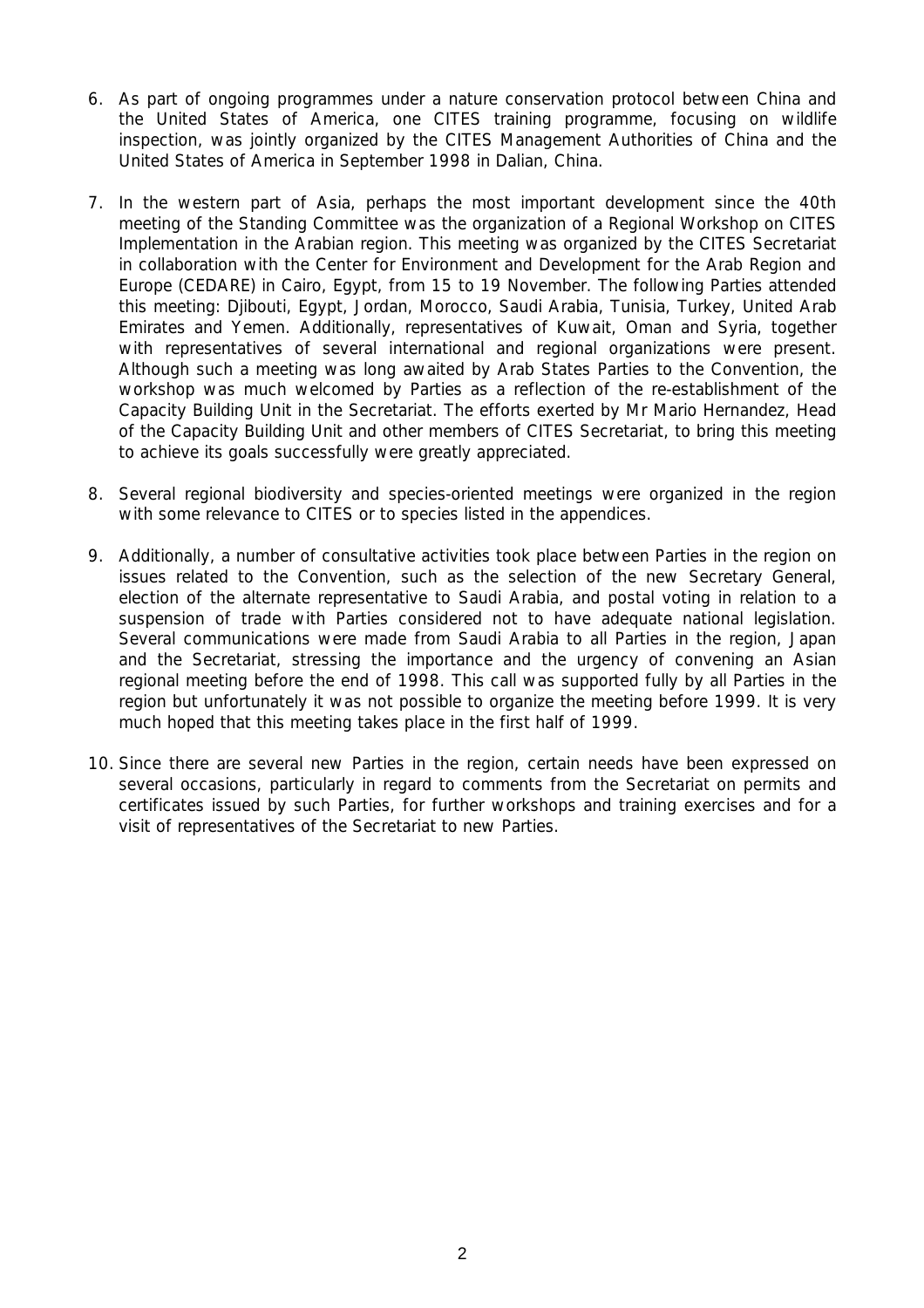6. As part of ongoing programmes under a nature conservation protocol between China and the United States of America, one CITES training programme, focusing on wildlife inspection, was jointly organized by the CITES Management Authorities of China and the United States of America in September 1998 in Dalian, China.

7. In the western part of Asia, perhaps the most important development since the 40th meeting of the Standing Committee was the organization of a Regional Workshop on CITES Implementation in the Arabian region. This meeting was organized by the CITES Secretariat in collaboration with the Center for Environment and Development for the Arab Region and Europe (CEDARE) in Cairo, Egypt, from 15 to 19 November. The following Parties attended this meeting: Djibouti, Egypt, Jordan, Morocco, Saudi Arabia, Tunisia, Turkey, United Arab Emirates and Yemen. Additionally, representatives of Kuwait, Oman and Syria, together with representatives of several international and regional organizations were present. Although such a meeting was long awaited by Arab States Parties to the Convention, the workshop was much welcomed by Parties as a reflection of the re-establishment of the Capacity Building Unit in the Secretariat. The efforts exerted by Mr Mario Hernandez, Head of the Capacity Building Unit and other members of CITES Secretariat, to bring this meeting to achieve its goals successfully were greatly appreciated.

8. Several regional biodiversity and species-oriented meetings were organized in the region with some relevance to CITES or to species listed in the appendices.

9. Additionally, a number of consultative activities took place between Parties in the region on issues related to the Convention, such as the selection of the new Secretary General, election of the alternate representative to Saudi Arabia, and postal voting in relation to a suspension of trade with Parties considered not to have adequate national legislation. Several communications were made from Saudi Arabia to all Parties in the region, Japan and the Secretariat, stressing the importance and the urgency of convening an Asian regional meeting before the end of 1998. This call was supported fully by all Parties in the region but unfortunately it was not possible to organize the meeting before 1999. It is very much hoped that this meeting takes place in the first half of 1999.

10. Since there are several new Parties in the region, certain needs have been expressed on several occasions, particularly in regard to comments from the Secretariat on permits and certificates issued by such Parties, for further workshops and training exercises and for a visit of representatives of the Secretariat to new Parties.